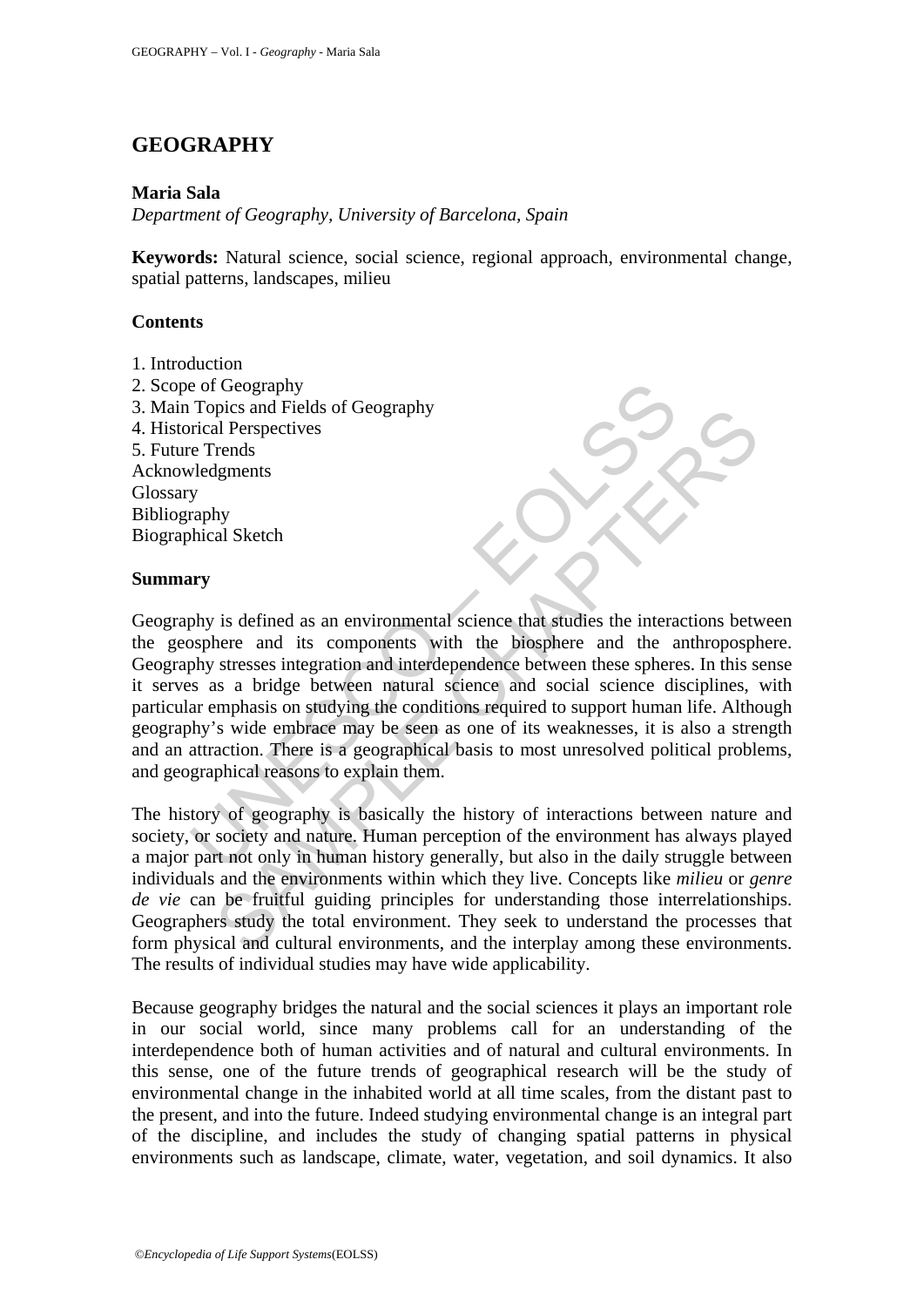# GEOGRAPHY

**Maria Sala**

*Department of Geography, University of Barcelona, Spain*

**Keywords:** Natural science, social science, regional approach, environmental change, spatial patterns, landscapes, milieu

## Contents

1. Introduction
2. Scope of Geography
3. Main Topics and Fields of Geography
4. Historical Perspectives
5. Future Trends

Acknowledgments
Glossary
Bibliography
Biographical Sketch

## Summary

Geography is defined as an environmental science that studies the interactions between the geosphere and its components with the biosphere and the anthroposphere. Geography stresses integration and interdependence between these spheres. In this sense it serves as a bridge between natural science and social science disciplines, with particular emphasis on studying the conditions required to support human life. Although geography's wide embrace may be seen as one of its weaknesses, it is also a strength and an attraction. There is a geographical basis to most unresolved political problems, and geographical reasons to explain them.

The history of geography is basically the history of interactions between nature and society, or society and nature. Human perception of the environment has always played a major part not only in human history generally, but also in the daily struggle between individuals and the environments within which they live. Concepts like *milieu* or *genre de vie* can be fruitful guiding principles for understanding those interrelationships. Geographers study the total environment. They seek to understand the processes that form physical and cultural environments, and the interplay among these environments. The results of individual studies may have wide applicability.

Because geography bridges the natural and the social sciences it plays an important role in our social world, since many problems call for an understanding of the interdependence both of human activities and of natural and cultural environments. In this sense, one of the future trends of geographical research will be the study of environmental change in the inhabited world at all time scales, from the distant past to the present, and into the future. Indeed studying environmental change is an integral part of the discipline, and includes the study of changing spatial patterns in physical environments such as landscape, climate, water, vegetation, and soil dynamics. It also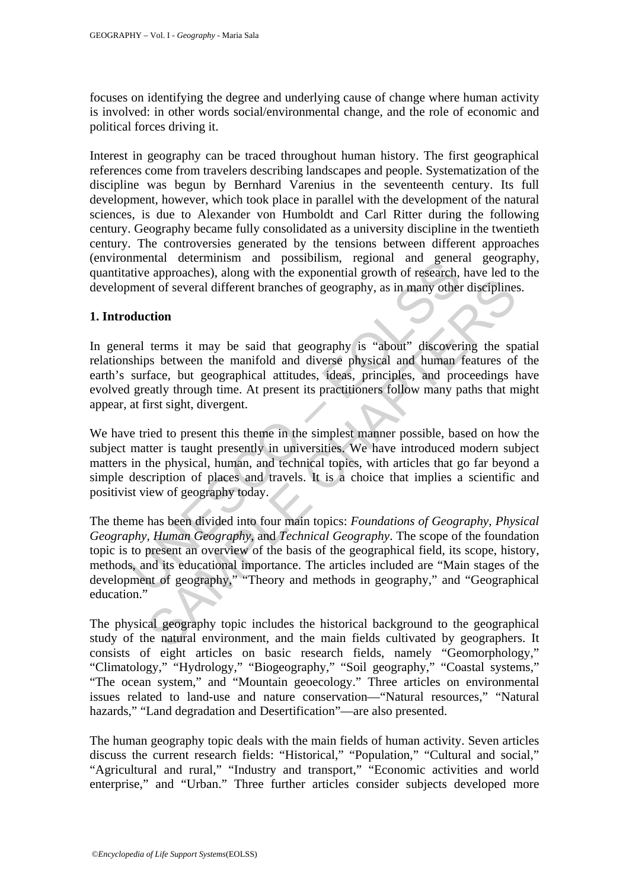focuses on identifying the degree and underlying cause of change where human activity is involved: in other words social/environmental change, and the role of economic and political forces driving it.

Interest in geography can be traced throughout human history. The first geographical references come from travelers describing landscapes and people. Systematization of the discipline was begun by Bernhard Varenius in the seventeenth century. Its full development, however, which took place in parallel with the development of the natural sciences, is due to Alexander von Humboldt and Carl Ritter during the following century. Geography became fully consolidated as a university discipline in the twentieth century. The controversies generated by the tensions between different approaches (environmental determinism and possibilism, regional and general geography, quantitative approaches), along with the exponential growth of research, have led to the development of several different branches of geography, as in many other disciplines.

## 1. Introduction

In general terms it may be said that geography is "about" discovering the spatial relationships between the manifold and diverse physical and human features of the earth's surface, but geographical attitudes, ideas, principles, and proceedings have evolved greatly through time. At present its practitioners follow many paths that might appear, at first sight, divergent.

We have tried to present this theme in the simplest manner possible, based on how the subject matter is taught presently in universities. We have introduced modern subject matters in the physical, human, and technical topics, with articles that go far beyond a simple description of places and travels. It is a choice that implies a scientific and positivist view of geography today.

The theme has been divided into four main topics: *Foundations of Geography*, *Physical Geography*, *Human Geography*, and *Technical Geography*. The scope of the foundation topic is to present an overview of the basis of the geographical field, its scope, history, methods, and its educational importance. The articles included are "Main stages of the development of geography," "Theory and methods in geography," and "Geographical education."

The physical geography topic includes the historical background to the geographical study of the natural environment, and the main fields cultivated by geographers. It consists of eight articles on basic research fields, namely "Geomorphology," "Climatology," "Hydrology," "Biogeography," "Soil geography," "Coastal systems," "The ocean system," and "Mountain geoecology." Three articles on environmental issues related to land-use and nature conservation—"Natural resources," "Natural hazards," "Land degradation and Desertification"—are also presented.

The human geography topic deals with the main fields of human activity. Seven articles discuss the current research fields: "Historical," "Population," "Cultural and social," "Agricultural and rural," "Industry and transport," "Economic activities and world enterprise," and "Urban." Three further articles consider subjects developed more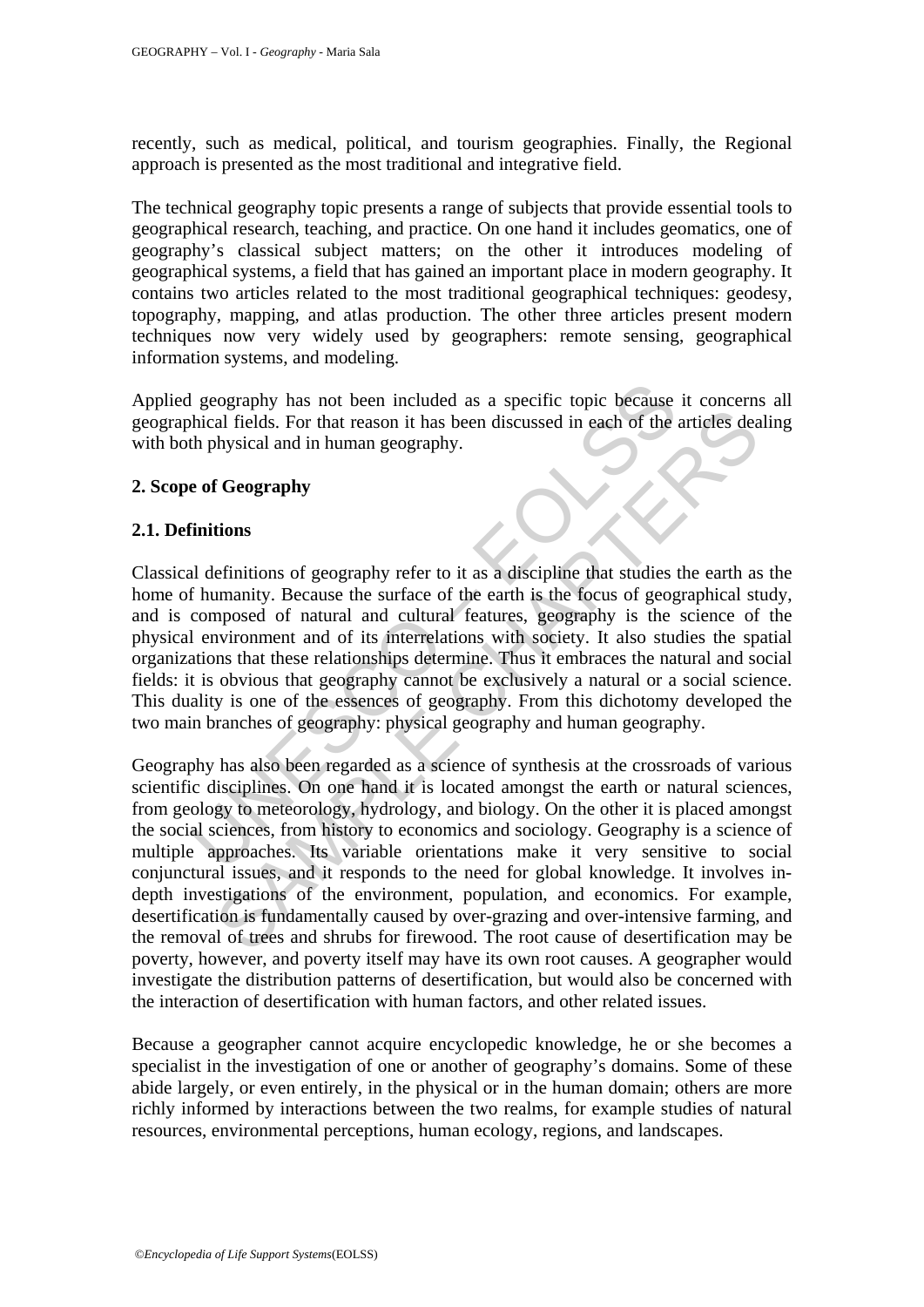recently, such as medical, political, and tourism geographies. Finally, the Regional approach is presented as the most traditional and integrative field.

The technical geography topic presents a range of subjects that provide essential tools to geographical research, teaching, and practice. On one hand it includes geomatics, one of geography's classical subject matters; on the other it introduces modeling of geographical systems, a field that has gained an important place in modern geography. It contains two articles related to the most traditional geographical techniques: geodesy, topography, mapping, and atlas production. The other three articles present modern techniques now very widely used by geographers: remote sensing, geographical information systems, and modeling.

Applied geography has not been included as a specific topic because it concerns all geographical fields. For that reason it has been discussed in each of the articles dealing with both physical and in human geography.

## 2. Scope of Geography

### 2.1. Definitions

Classical definitions of geography refer to it as a discipline that studies the earth as the home of humanity. Because the surface of the earth is the focus of geographical study, and is composed of natural and cultural features, geography is the science of the physical environment and of its interrelations with society. It also studies the spatial organizations that these relationships determine. Thus it embraces the natural and social fields: it is obvious that geography cannot be exclusively a natural or a social science. This duality is one of the essences of geography. From this dichotomy developed the two main branches of geography: physical geography and human geography.

Geography has also been regarded as a science of synthesis at the crossroads of various scientific disciplines. On one hand it is located amongst the earth or natural sciences, from geology to meteorology, hydrology, and biology. On the other it is placed amongst the social sciences, from history to economics and sociology. Geography is a science of multiple approaches. Its variable orientations make it very sensitive to social conjunctural issues, and it responds to the need for global knowledge. It involves in-depth investigations of the environment, population, and economics. For example, desertification is fundamentally caused by over-grazing and over-intensive farming, and the removal of trees and shrubs for firewood. The root cause of desertification may be poverty, however, and poverty itself may have its own root causes. A geographer would investigate the distribution patterns of desertification, but would also be concerned with the interaction of desertification with human factors, and other related issues.

Because a geographer cannot acquire encyclopedic knowledge, he or she becomes a specialist in the investigation of one or another of geography's domains. Some of these abide largely, or even entirely, in the physical or in the human domain; others are more richly informed by interactions between the two realms, for example studies of natural resources, environmental perceptions, human ecology, regions, and landscapes.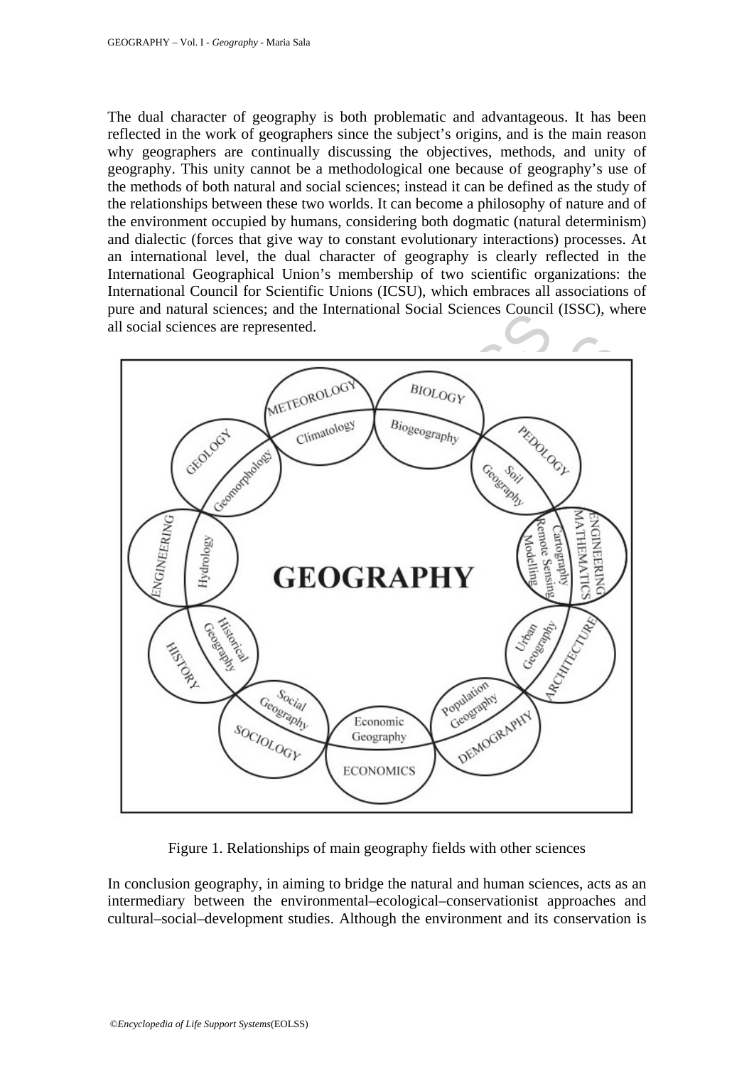The dual character of geography is both problematic and advantageous. It has been reflected in the work of geographers since the subject's origins, and is the main reason why geographers are continually discussing the objectives, methods, and unity of geography. This unity cannot be a methodological one because of geography's use of the methods of both natural and social sciences; instead it can be defined as the study of the relationships between these two worlds. It can become a philosophy of nature and of the environment occupied by humans, considering both dogmatic (natural determinism) and dialectic (forces that give way to constant evolutionary interactions) processes. At an international level, the dual character of geography is clearly reflected in the International Geographical Union's membership of two scientific organizations: the International Council for Scientific Unions (ICSU), which embraces all associations of pure and natural sciences; and the International Social Sciences Council (ISSC), where all social sciences are represented.

Figure 1. Relationships of main geography fields with other sciences

In conclusion geography, in aiming to bridge the natural and human sciences, acts as an intermediary between the environmental–ecological–conservationist approaches and cultural–social–development studies. Although the environment and its conservation is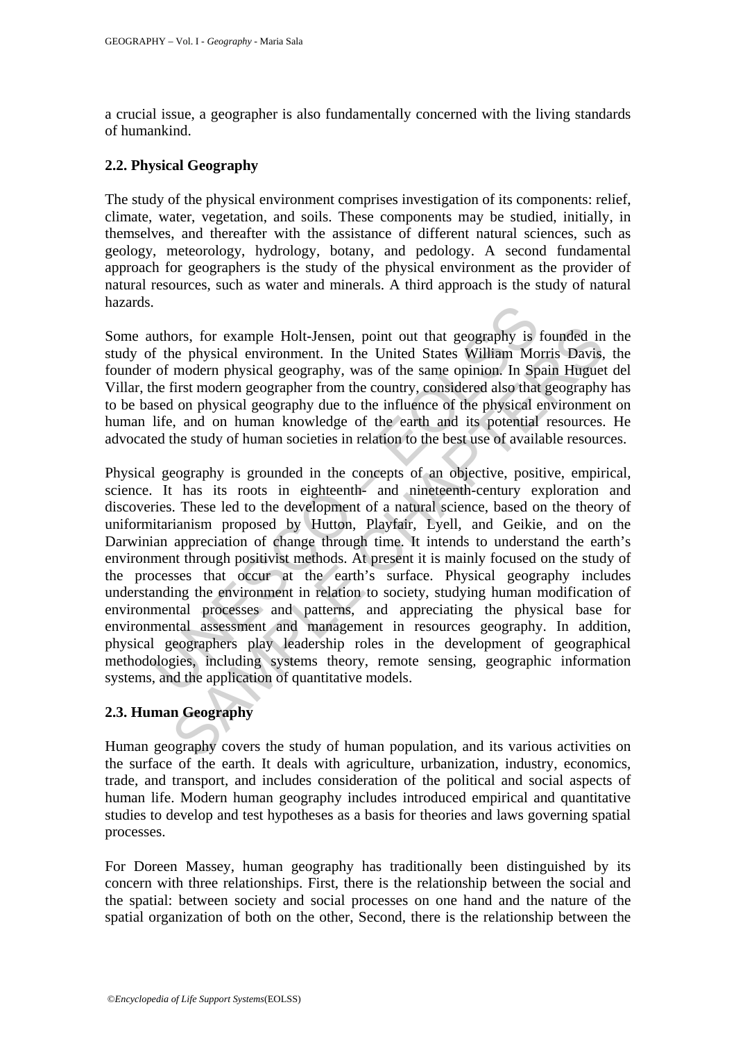a crucial issue, a geographer is also fundamentally concerned with the living standards of humankind.

### 2.2. Physical Geography

The study of the physical environment comprises investigation of its components: relief, climate, water, vegetation, and soils. These components may be studied, initially, in themselves, and thereafter with the assistance of different natural sciences, such as geology, meteorology, hydrology, botany, and pedology. A second fundamental approach for geographers is the study of the physical environment as the provider of natural resources, such as water and minerals. A third approach is the study of natural hazards.

Some authors, for example Holt-Jensen, point out that geography is founded in the study of the physical environment. In the United States William Morris Davis, the founder of modern physical geography, was of the same opinion. In Spain Huguet del Villar, the first modern geographer from the country, considered also that geography has to be based on physical geography due to the influence of the physical environment on human life, and on human knowledge of the earth and its potential resources. He advocated the study of human societies in relation to the best use of available resources.

Physical geography is grounded in the concepts of an objective, positive, empirical, science. It has its roots in eighteenth- and nineteenth-century exploration and discoveries. These led to the development of a natural science, based on the theory of uniformitarianism proposed by Hutton, Playfair, Lyell, and Geikie, and on the Darwinian appreciation of change through time. It intends to understand the earth's environment through positivist methods. At present it is mainly focused on the study of the processes that occur at the earth's surface. Physical geography includes understanding the environment in relation to society, studying human modification of environmental processes and patterns, and appreciating the physical base for environmental assessment and management in resources geography. In addition, physical geographers play leadership roles in the development of geographical methodologies, including systems theory, remote sensing, geographic information systems, and the application of quantitative models.

### 2.3. Human Geography

Human geography covers the study of human population, and its various activities on the surface of the earth. It deals with agriculture, urbanization, industry, economics, trade, and transport, and includes consideration of the political and social aspects of human life. Modern human geography includes introduced empirical and quantitative studies to develop and test hypotheses as a basis for theories and laws governing spatial processes.

For Doreen Massey, human geography has traditionally been distinguished by its concern with three relationships. First, there is the relationship between the social and the spatial: between society and social processes on one hand and the nature of the spatial organization of both on the other, Second, there is the relationship between the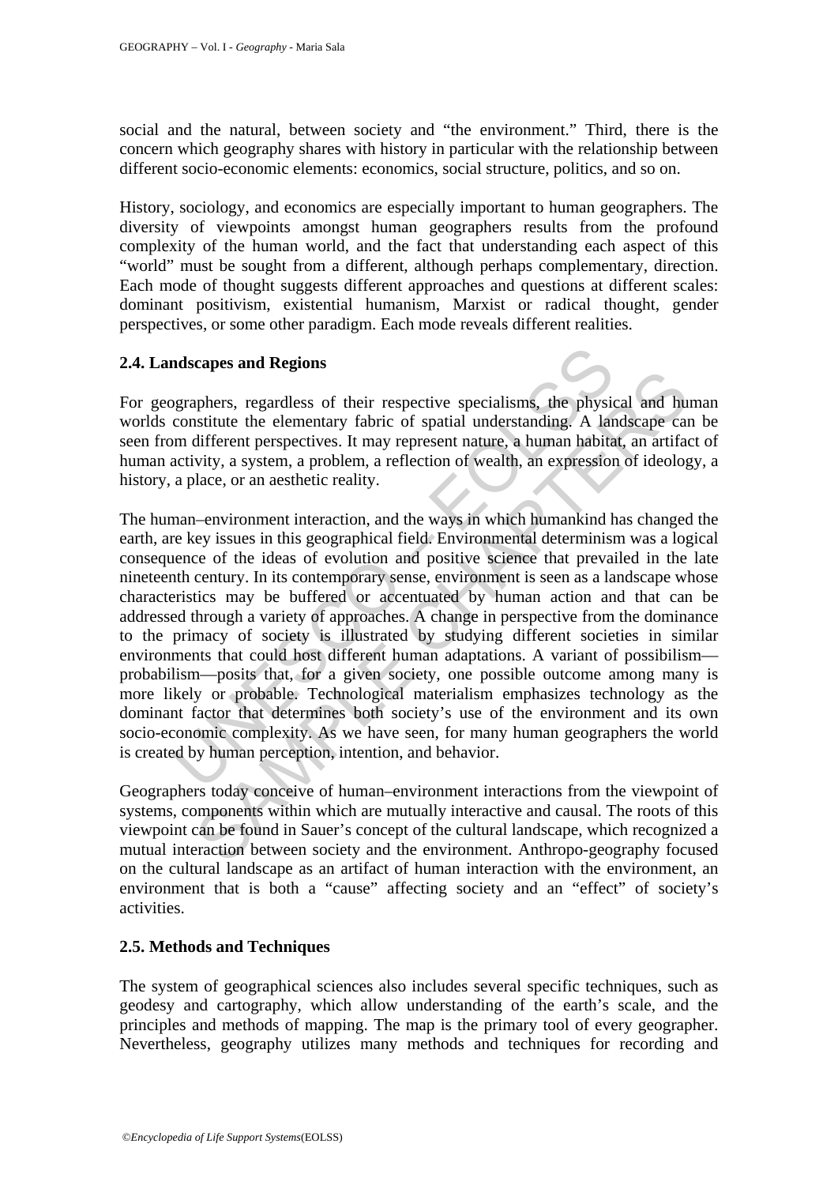social and the natural, between society and "the environment." Third, there is the concern which geography shares with history in particular with the relationship between different socio-economic elements: economics, social structure, politics, and so on.

History, sociology, and economics are especially important to human geographers. The diversity of viewpoints amongst human geographers results from the profound complexity of the human world, and the fact that understanding each aspect of this "world" must be sought from a different, although perhaps complementary, direction. Each mode of thought suggests different approaches and questions at different scales: dominant positivism, existential humanism, Marxist or radical thought, gender perspectives, or some other paradigm. Each mode reveals different realities.

### 2.4. Landscapes and Regions

For geographers, regardless of their respective specialisms, the physical and human worlds constitute the elementary fabric of spatial understanding. A landscape can be seen from different perspectives. It may represent nature, a human habitat, an artifact of human activity, a system, a problem, a reflection of wealth, an expression of ideology, a history, a place, or an aesthetic reality.

The human–environment interaction, and the ways in which humankind has changed the earth, are key issues in this geographical field. Environmental determinism was a logical consequence of the ideas of evolution and positive science that prevailed in the late nineteenth century. In its contemporary sense, environment is seen as a landscape whose characteristics may be buffered or accentuated by human action and that can be addressed through a variety of approaches. A change in perspective from the dominance to the primacy of society is illustrated by studying different societies in similar environments that could host different human adaptations. A variant of possibilism—probabilism—posits that, for a given society, one possible outcome among many is more likely or probable. Technological materialism emphasizes technology as the dominant factor that determines both society's use of the environment and its own socio-economic complexity. As we have seen, for many human geographers the world is created by human perception, intention, and behavior.

Geographers today conceive of human–environment interactions from the viewpoint of systems, components within which are mutually interactive and causal. The roots of this viewpoint can be found in Sauer's concept of the cultural landscape, which recognized a mutual interaction between society and the environment. Anthropo-geography focused on the cultural landscape as an artifact of human interaction with the environment, an environment that is both a "cause" affecting society and an "effect" of society's activities.

### 2.5. Methods and Techniques

The system of geographical sciences also includes several specific techniques, such as geodesy and cartography, which allow understanding of the earth's scale, and the principles and methods of mapping. The map is the primary tool of every geographer. Nevertheless, geography utilizes many methods and techniques for recording and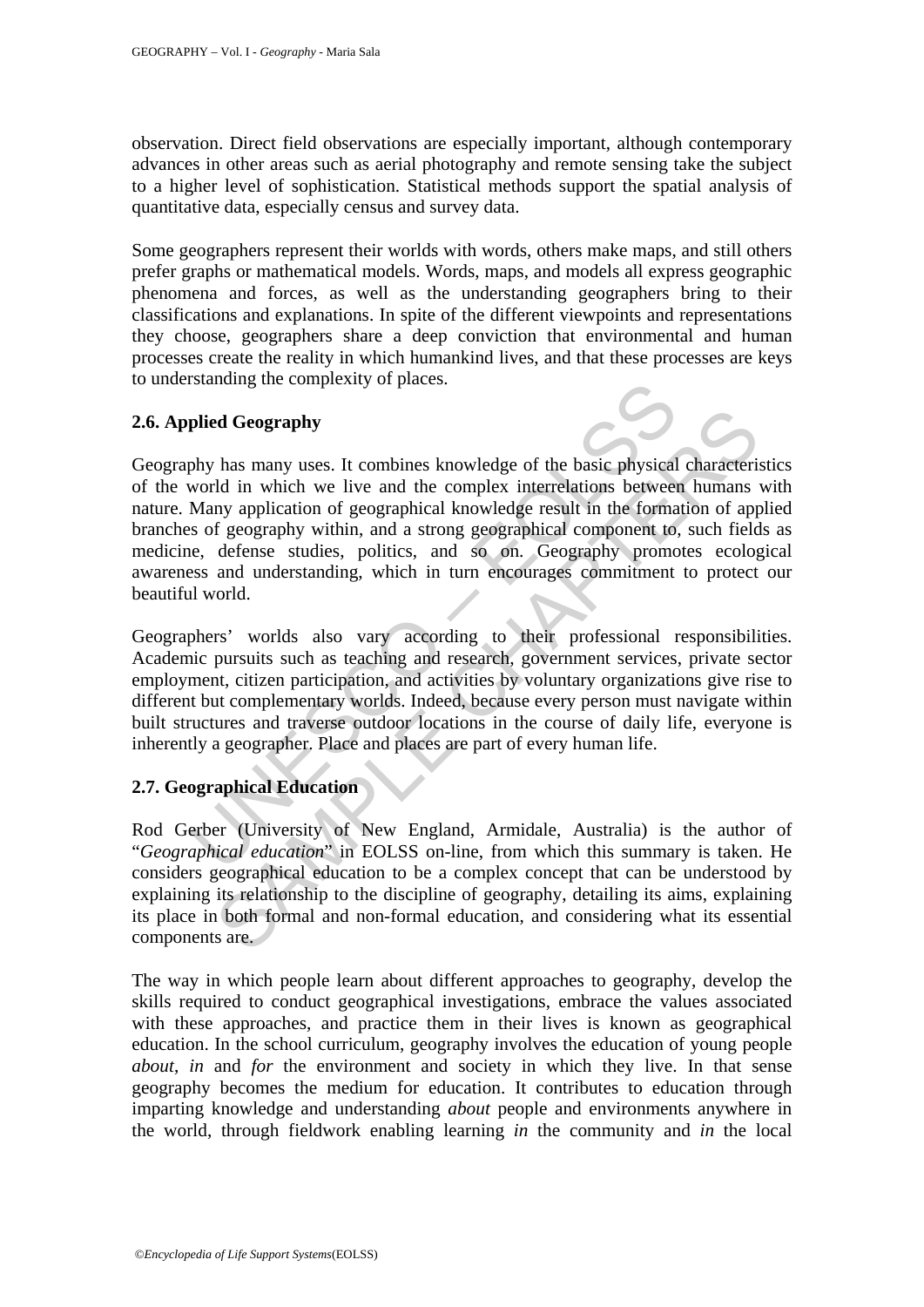observation. Direct field observations are especially important, although contemporary advances in other areas such as aerial photography and remote sensing take the subject to a higher level of sophistication. Statistical methods support the spatial analysis of quantitative data, especially census and survey data.

Some geographers represent their worlds with words, others make maps, and still others prefer graphs or mathematical models. Words, maps, and models all express geographic phenomena and forces, as well as the understanding geographers bring to their classifications and explanations. In spite of the different viewpoints and representations they choose, geographers share a deep conviction that environmental and human processes create the reality in which humankind lives, and that these processes are keys to understanding the complexity of places.

## 2.6. Applied Geography

Geography has many uses. It combines knowledge of the basic physical characteristics of the world in which we live and the complex interrelations between humans with nature. Many application of geographical knowledge result in the formation of applied branches of geography within, and a strong geographical component to, such fields as medicine, defense studies, politics, and so on. Geography promotes ecological awareness and understanding, which in turn encourages commitment to protect our beautiful world.

Geographers' worlds also vary according to their professional responsibilities. Academic pursuits such as teaching and research, government services, private sector employment, citizen participation, and activities by voluntary organizations give rise to different but complementary worlds. Indeed, because every person must navigate within built structures and traverse outdoor locations in the course of daily life, everyone is inherently a geographer. Place and places are part of every human life.

## 2.7. Geographical Education

Rod Gerber (University of New England, Armidale, Australia) is the author of "*Geographical education*" in EOLSS on-line, from which this summary is taken. He considers geographical education to be a complex concept that can be understood by explaining its relationship to the discipline of geography, detailing its aims, explaining its place in both formal and non-formal education, and considering what its essential components are.

The way in which people learn about different approaches to geography, develop the skills required to conduct geographical investigations, embrace the values associated with these approaches, and practice them in their lives is known as geographical education. In the school curriculum, geography involves the education of young people *about*, *in* and *for* the environment and society in which they live. In that sense geography becomes the medium for education. It contributes to education through imparting knowledge and understanding *about* people and environments anywhere in the world, through fieldwork enabling learning *in* the community and *in* the local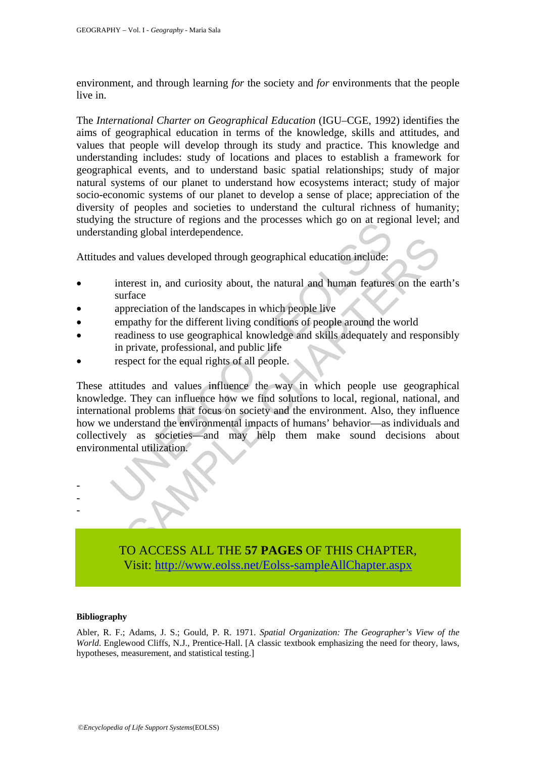environment, and through learning *for* the society and *for* environments that the people live in.

The *International Charter on Geographical Education* (IGU–CGE, 1992) identifies the aims of geographical education in terms of the knowledge, skills and attitudes, and values that people will develop through its study and practice. This knowledge and understanding includes: study of locations and places to establish a framework for geographical events, and to understand basic spatial relationships; study of major natural systems of our planet to understand how ecosystems interact; study of major socio-economic systems of our planet to develop a sense of place; appreciation of the diversity of peoples and societies to understand the cultural richness of humanity; studying the structure of regions and the processes which go on at regional level; and understanding global interdependence.

Attitudes and values developed through geographical education include:

- interest in, and curiosity about, the natural and human features on the earth's surface
- appreciation of the landscapes in which people live
- empathy for the different living conditions of people around the world
- readiness to use geographical knowledge and skills adequately and responsibly in private, professional, and public life
- respect for the equal rights of all people.

These attitudes and values influence the way in which people use geographical knowledge. They can influence how we find solutions to local, regional, national, and international problems that focus on society and the environment. Also, they influence how we understand the environmental impacts of humans' behavior—as individuals and collectively as societies—and may help them make sound decisions about environmental utilization.

-
-
-

TO ACCESS ALL THE **57 PAGES** OF THIS CHAPTER,
Visit: http://www.eolss.net/Eolss-sampleAllChapter.aspx

**Bibliography**

Abler, R. F.; Adams, J. S.; Gould, P. R. 1971. *Spatial Organization: The Geographer's View of the World*. Englewood Cliffs, N.J., Prentice-Hall. [A classic textbook emphasizing the need for theory, laws, hypotheses, measurement, and statistical testing.]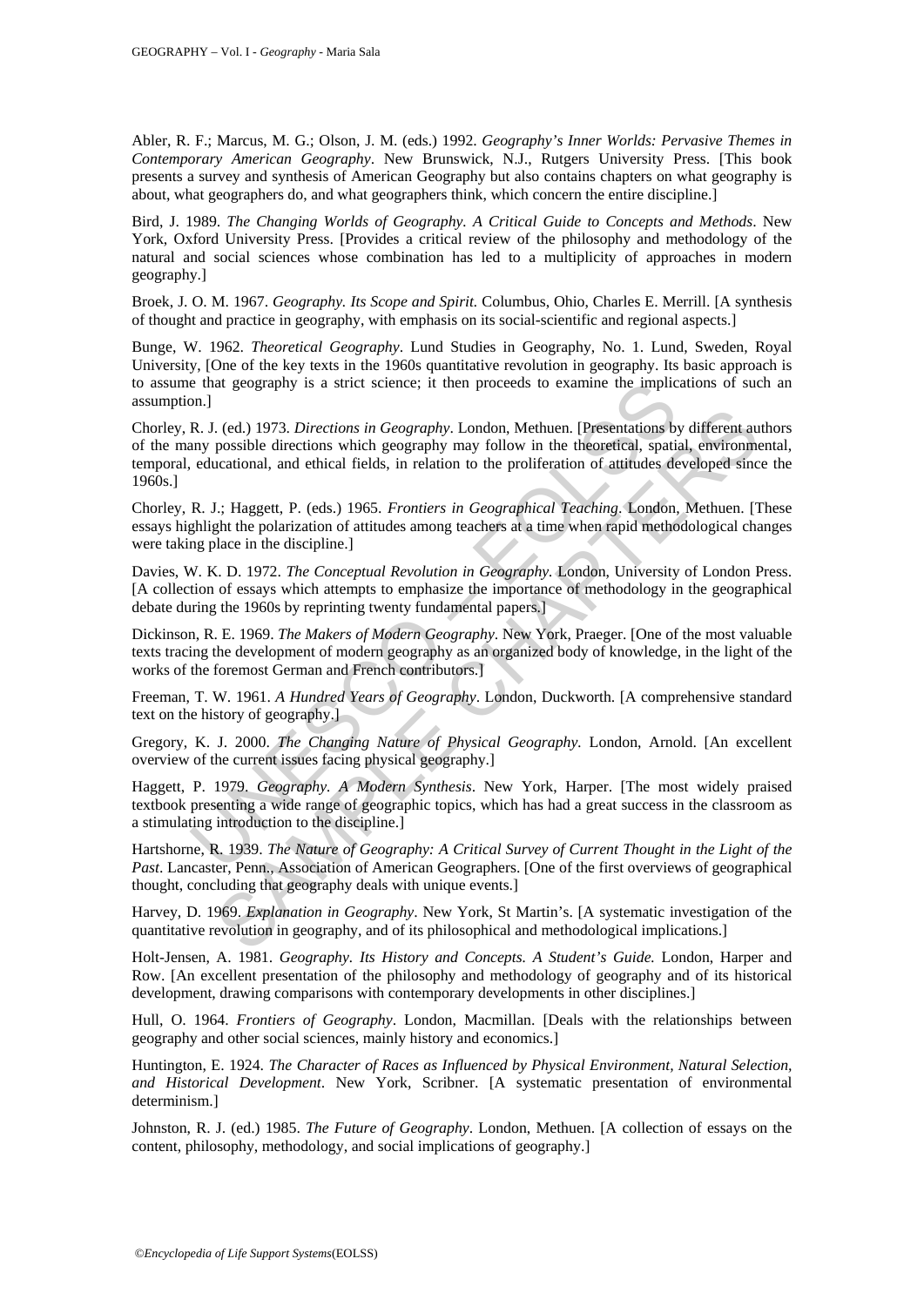Abler, R. F.; Marcus, M. G.; Olson, J. M. (eds.) 1992. *Geography's Inner Worlds: Pervasive Themes in Contemporary American Geography*. New Brunswick, N.J., Rutgers University Press. [This book presents a survey and synthesis of American Geography but also contains chapters on what geography is about, what geographers do, and what geographers think, which concern the entire discipline.]

Bird, J. 1989. *The Changing Worlds of Geography. A Critical Guide to Concepts and Methods*. New York, Oxford University Press. [Provides a critical review of the philosophy and methodology of the natural and social sciences whose combination has led to a multiplicity of approaches in modern geography.]

Broek, J. O. M. 1967. *Geography. Its Scope and Spirit.* Columbus, Ohio, Charles E. Merrill. [A synthesis of thought and practice in geography, with emphasis on its social-scientific and regional aspects.]

Bunge, W. 1962. *Theoretical Geography*. Lund Studies in Geography, No. 1. Lund, Sweden, Royal University, [One of the key texts in the 1960s quantitative revolution in geography. Its basic approach is to assume that geography is a strict science; it then proceeds to examine the implications of such an assumption.]

Chorley, R. J. (ed.) 1973. *Directions in Geography*. London, Methuen. [Presentations by different authors of the many possible directions which geography may follow in the theoretical, spatial, environmental, temporal, educational, and ethical fields, in relation to the proliferation of attitudes developed since the 1960s.]

Chorley, R. J.; Haggett, P. (eds.) 1965. *Frontiers in Geographical Teaching*. London, Methuen. [These essays highlight the polarization of attitudes among teachers at a time when rapid methodological changes were taking place in the discipline.]

Davies, W. K. D. 1972. *The Conceptual Revolution in Geography*. London, University of London Press. [A collection of essays which attempts to emphasize the importance of methodology in the geographical debate during the 1960s by reprinting twenty fundamental papers.]

Dickinson, R. E. 1969. *The Makers of Modern Geography*. New York, Praeger. [One of the most valuable texts tracing the development of modern geography as an organized body of knowledge, in the light of the works of the foremost German and French contributors.]

Freeman, T. W. 1961. *A Hundred Years of Geography*. London, Duckworth. [A comprehensive standard text on the history of geography.]

Gregory, K. J. 2000. *The Changing Nature of Physical Geography*. London, Arnold. [An excellent overview of the current issues facing physical geography.]

Haggett, P. 1979. *Geography. A Modern Synthesis*. New York, Harper. [The most widely praised textbook presenting a wide range of geographic topics, which has had a great success in the classroom as a stimulating introduction to the discipline.]

Hartshorne, R. 1939. *The Nature of Geography: A Critical Survey of Current Thought in the Light of the Past*. Lancaster, Penn., Association of American Geographers. [One of the first overviews of geographical thought, concluding that geography deals with unique events.]

Harvey, D. 1969. *Explanation in Geography*. New York, St Martin's. [A systematic investigation of the quantitative revolution in geography, and of its philosophical and methodological implications.]

Holt-Jensen, A. 1981. *Geography. Its History and Concepts. A Student's Guide.* London, Harper and Row. [An excellent presentation of the philosophy and methodology of geography and of its historical development, drawing comparisons with contemporary developments in other disciplines.]

Hull, O. 1964. *Frontiers of Geography*. London, Macmillan. [Deals with the relationships between geography and other social sciences, mainly history and economics.]

Huntington, E. 1924. *The Character of Races as Influenced by Physical Environment, Natural Selection, and Historical Development*. New York, Scribner. [A systematic presentation of environmental determinism.]

Johnston, R. J. (ed.) 1985. *The Future of Geography*. London, Methuen. [A collection of essays on the content, philosophy, methodology, and social implications of geography.]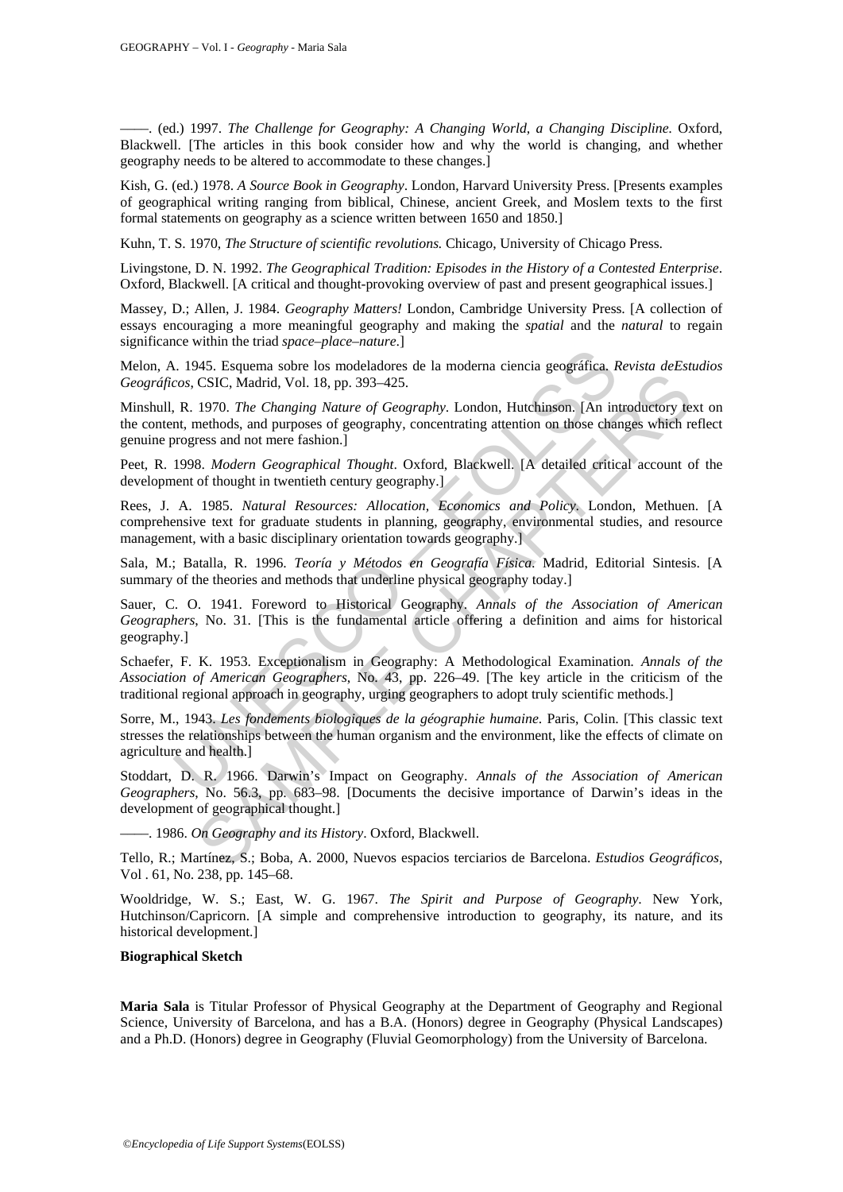——. (ed.) 1997. *The Challenge for Geography: A Changing World, a Changing Discipline*. Oxford, Blackwell. [The articles in this book consider how and why the world is changing, and whether geography needs to be altered to accommodate to these changes.]

Kish, G. (ed.) 1978. *A Source Book in Geography*. London, Harvard University Press. [Presents examples of geographical writing ranging from biblical, Chinese, ancient Greek, and Moslem texts to the first formal statements on geography as a science written between 1650 and 1850.]

Kuhn, T. S. 1970, *The Structure of scientific revolutions.* Chicago, University of Chicago Press.

Livingstone, D. N. 1992. *The Geographical Tradition: Episodes in the History of a Contested Enterprise*. Oxford, Blackwell. [A critical and thought-provoking overview of past and present geographical issues.]

Massey, D.; Allen, J. 1984. *Geography Matters!* London, Cambridge University Press. [A collection of essays encouraging a more meaningful geography and making the *spatial* and the *natural* to regain significance within the triad *space–place–nature*.]

Melon, A. 1945. Esquema sobre los modeladores de la moderna ciencia geográfica. *Revista deEstudios Geográficos*, CSIC, Madrid, Vol. 18, pp. 393–425.

Minshull, R. 1970. *The Changing Nature of Geography*. London, Hutchinson. [An introductory text on the content, methods, and purposes of geography, concentrating attention on those changes which reflect genuine progress and not mere fashion.]

Peet, R. 1998. *Modern Geographical Thought*. Oxford, Blackwell. [A detailed critical account of the development of thought in twentieth century geography.]

Rees, J. A. 1985. *Natural Resources: Allocation, Economics and Policy*. London, Methuen. [A comprehensive text for graduate students in planning, geography, environmental studies, and resource management, with a basic disciplinary orientation towards geography.]

Sala, M.; Batalla, R. 1996. *Teoría y Métodos en Geografía Física*. Madrid, Editorial Sintesis. [A summary of the theories and methods that underline physical geography today.]

Sauer, C. O. 1941. Foreword to Historical Geography. *Annals of the Association of American Geographers*, No. 31. [This is the fundamental article offering a definition and aims for historical geography.]

Schaefer, F. K. 1953. Exceptionalism in Geography: A Methodological Examination. *Annals of the Association of American Geographers*, No. 43, pp. 226–49. [The key article in the criticism of the traditional regional approach in geography, urging geographers to adopt truly scientific methods.]

Sorre, M., 1943. *Les fondements biologiques de la géographie humaine*. Paris, Colin. [This classic text stresses the relationships between the human organism and the environment, like the effects of climate on agriculture and health.]

Stoddart, D. R. 1966. Darwin's Impact on Geography. *Annals of the Association of American Geographers*, No. 56.3, pp. 683–98. [Documents the decisive importance of Darwin's ideas in the development of geographical thought.]

——. 1986. *On Geography and its History*. Oxford, Blackwell.

Tello, R.; Martínez, S.; Boba, A. 2000, Nuevos espacios terciarios de Barcelona. *Estudios Geográficos*, Vol . 61, No. 238, pp. 145–68.

Wooldridge, W. S.; East, W. G. 1967. *The Spirit and Purpose of Geography*. New York, Hutchinson/Capricorn. [A simple and comprehensive introduction to geography, its nature, and its historical development.]

**Biographical Sketch**

**Maria Sala** is Titular Professor of Physical Geography at the Department of Geography and Regional Science, University of Barcelona, and has a B.A. (Honors) degree in Geography (Physical Landscapes) and a Ph.D. (Honors) degree in Geography (Fluvial Geomorphology) from the University of Barcelona.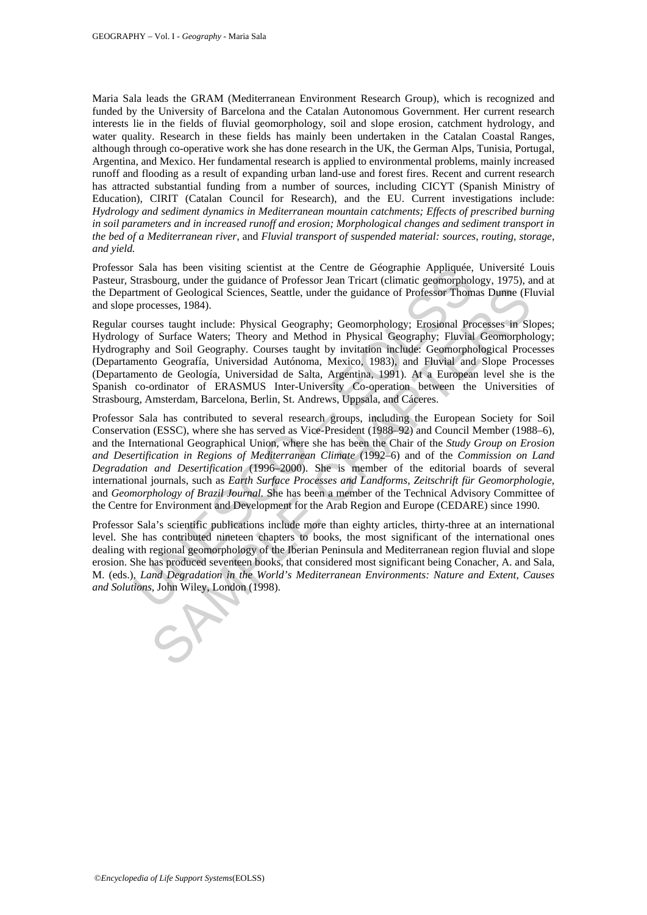Maria Sala leads the GRAM (Mediterranean Environment Research Group), which is recognized and funded by the University of Barcelona and the Catalan Autonomous Government. Her current research interests lie in the fields of fluvial geomorphology, soil and slope erosion, catchment hydrology, and water quality. Research in these fields has mainly been undertaken in the Catalan Coastal Ranges, although through co-operative work she has done research in the UK, the German Alps, Tunisia, Portugal, Argentina, and Mexico. Her fundamental research is applied to environmental problems, mainly increased runoff and flooding as a result of expanding urban land-use and forest fires. Recent and current research has attracted substantial funding from a number of sources, including CICYT (Spanish Ministry of Education), CIRIT (Catalan Council for Research), and the EU. Current investigations include: *Hydrology and sediment dynamics in Mediterranean mountain catchments; Effects of prescribed burning in soil parameters and in increased runoff and erosion; Morphological changes and sediment transport in the bed of a Mediterranean river,* and *Fluvial transport of suspended material: sources, routing, storage, and yield.*

Professor Sala has been visiting scientist at the Centre de Géographie Appliquée, Université Louis Pasteur, Strasbourg, under the guidance of Professor Jean Tricart (climatic geomorphology, 1975), and at the Department of Geological Sciences, Seattle, under the guidance of Professor Thomas Dunne (Fluvial and slope processes, 1984).

Regular courses taught include: Physical Geography; Geomorphology; Erosional Processes in Slopes; Hydrology of Surface Waters; Theory and Method in Physical Geography; Fluvial Geomorphology; Hydrography and Soil Geography. Courses taught by invitation include: Geomorphological Processes (Departamento Geografía, Universidad Autónoma, Mexico, 1983), and Fluvial and Slope Processes (Departamento de Geología, Universidad de Salta, Argentina, 1991). At a European level she is the Spanish co-ordinator of ERASMUS Inter-University Co-operation between the Universities of Strasbourg, Amsterdam, Barcelona, Berlin, St. Andrews, Uppsala, and Cáceres.

Professor Sala has contributed to several research groups, including the European Society for Soil Conservation (ESSC), where she has served as Vice-President (1988–92) and Council Member (1988–6), and the International Geographical Union, where she has been the Chair of the *Study Group on Erosion and Desertification in Regions of Mediterranean Climate* (1992–6) and of the *Commission on Land Degradation and Desertification* (1996–2000). She is member of the editorial boards of several international journals, such as *Earth Surface Processes and Landforms, Zeitschrift für Geomorphologie,* and *Geomorphology of Brazil Journal*. She has been a member of the Technical Advisory Committee of the Centre for Environment and Development for the Arab Region and Europe (CEDARE) since 1990.

Professor Sala's scientific publications include more than eighty articles, thirty-three at an international level. She has contributed nineteen chapters to books, the most significant of the international ones dealing with regional geomorphology of the Iberian Peninsula and Mediterranean region fluvial and slope erosion. She has produced seventeen books, that considered most significant being Conacher, A. and Sala, M. (eds.), *Land Degradation in the World's Mediterranean Environments: Nature and Extent, Causes and Solutions*, John Wiley, London (1998).